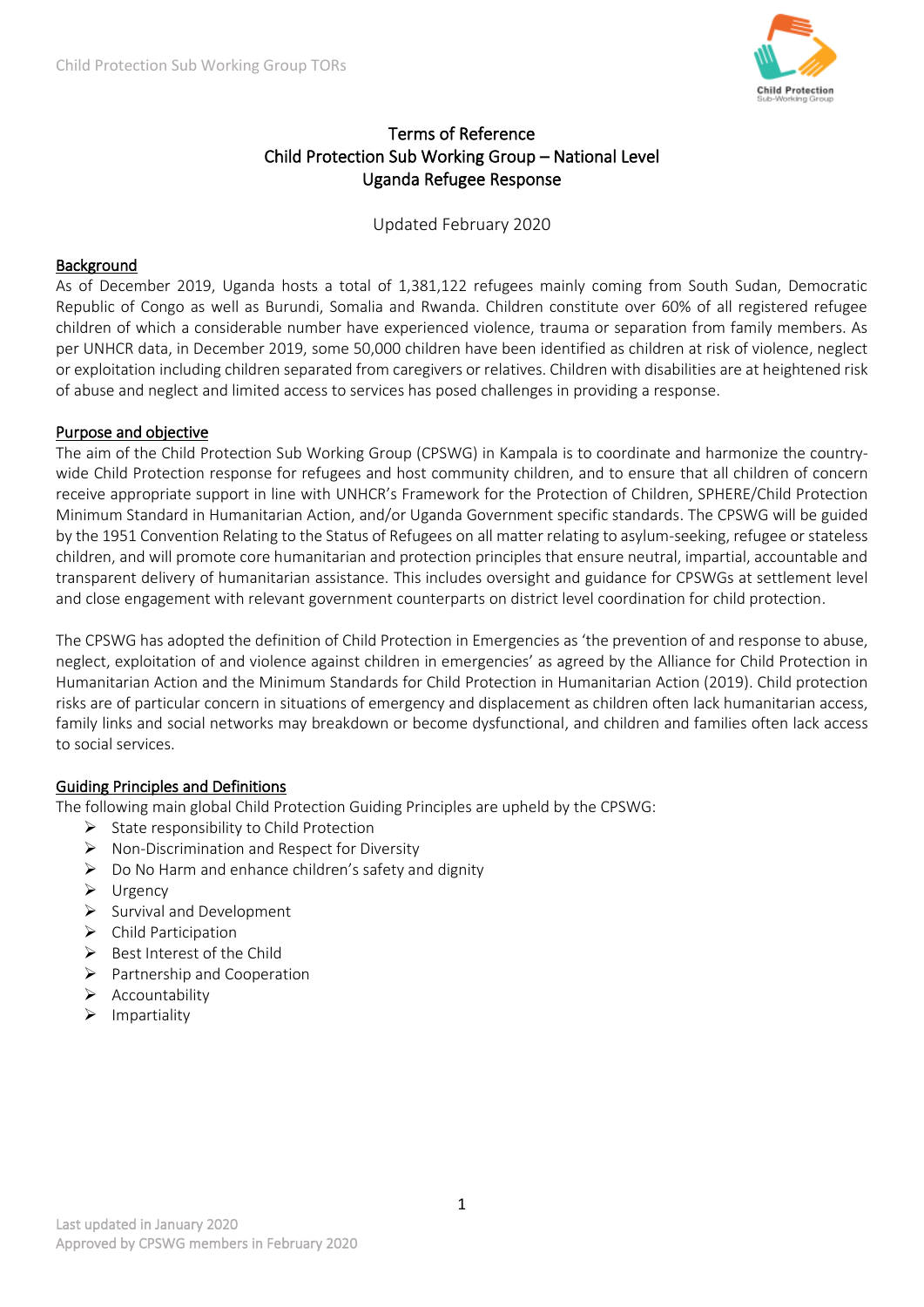# Terms of Reference
# Child Protection Sub Working Group – National Level
# Uganda Refugee Response

Updated February 2020

## Background

As of December 2019, Uganda hosts a total of 1,381,122 refugees mainly coming from South Sudan, Democratic Republic of Congo as well as Burundi, Somalia and Rwanda. Children constitute over 60% of all registered refugee children of which a considerable number have experienced violence, trauma or separation from family members. As per UNHCR data, in December 2019, some 50,000 children have been identified as children at risk of violence, neglect or exploitation including children separated from caregivers or relatives. Children with disabilities are at heightened risk of abuse and neglect and limited access to services has posed challenges in providing a response.

## Purpose and objective

The aim of the Child Protection Sub Working Group (CPSWG) in Kampala is to coordinate and harmonize the country-wide Child Protection response for refugees and host community children, and to ensure that all children of concern receive appropriate support in line with UNHCR's Framework for the Protection of Children, SPHERE/Child Protection Minimum Standard in Humanitarian Action, and/or Uganda Government specific standards. The CPSWG will be guided by the 1951 Convention Relating to the Status of Refugees on all matter relating to asylum-seeking, refugee or stateless children, and will promote core humanitarian and protection principles that ensure neutral, impartial, accountable and transparent delivery of humanitarian assistance. This includes oversight and guidance for CPSWGs at settlement level and close engagement with relevant government counterparts on district level coordination for child protection.

The CPSWG has adopted the definition of Child Protection in Emergencies as 'the prevention of and response to abuse, neglect, exploitation of and violence against children in emergencies' as agreed by the Alliance for Child Protection in Humanitarian Action and the Minimum Standards for Child Protection in Humanitarian Action (2019). Child protection risks are of particular concern in situations of emergency and displacement as children often lack humanitarian access, family links and social networks may breakdown or become dysfunctional, and children and families often lack access to social services.

## Guiding Principles and Definitions

The following main global Child Protection Guiding Principles are upheld by the CPSWG:

- State responsibility to Child Protection
- Non-Discrimination and Respect for Diversity
- Do No Harm and enhance children's safety and dignity
- Urgency
- Survival and Development
- Child Participation
- Best Interest of the Child
- Partnership and Cooperation
- Accountability
- Impartiality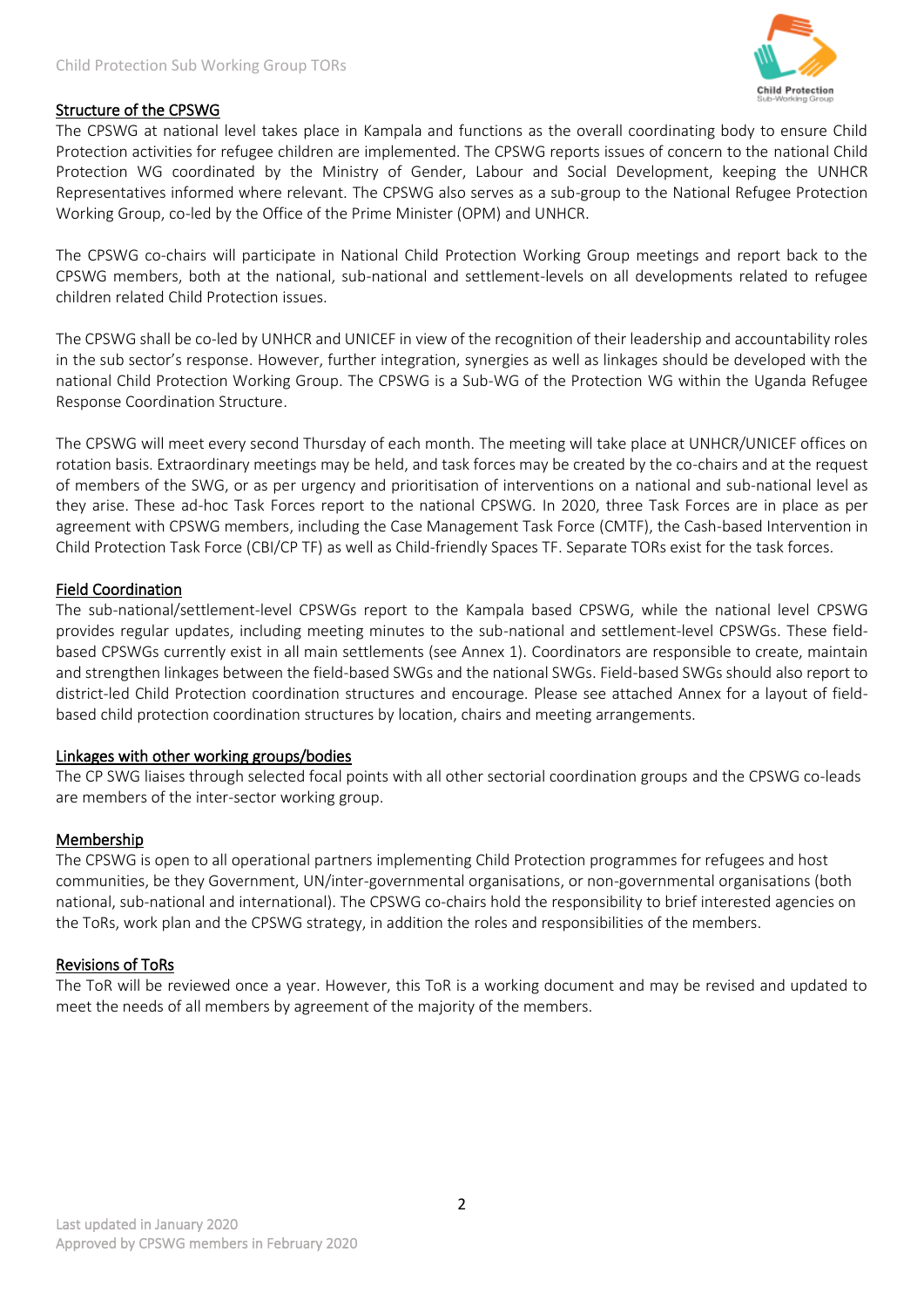## Structure of the CPSWG

The CPSWG at national level takes place in Kampala and functions as the overall coordinating body to ensure Child Protection activities for refugee children are implemented. The CPSWG reports issues of concern to the national Child Protection WG coordinated by the Ministry of Gender, Labour and Social Development, keeping the UNHCR Representatives informed where relevant. The CPSWG also serves as a sub-group to the National Refugee Protection Working Group, co-led by the Office of the Prime Minister (OPM) and UNHCR.

The CPSWG co-chairs will participate in National Child Protection Working Group meetings and report back to the CPSWG members, both at the national, sub-national and settlement-levels on all developments related to refugee children related Child Protection issues.

The CPSWG shall be co-led by UNHCR and UNICEF in view of the recognition of their leadership and accountability roles in the sub sector's response. However, further integration, synergies as well as linkages should be developed with the national Child Protection Working Group. The CPSWG is a Sub-WG of the Protection WG within the Uganda Refugee Response Coordination Structure.

The CPSWG will meet every second Thursday of each month. The meeting will take place at UNHCR/UNICEF offices on rotation basis. Extraordinary meetings may be held, and task forces may be created by the co-chairs and at the request of members of the SWG, or as per urgency and prioritisation of interventions on a national and sub-national level as they arise. These ad-hoc Task Forces report to the national CPSWG. In 2020, three Task Forces are in place as per agreement with CPSWG members, including the Case Management Task Force (CMTF), the Cash-based Intervention in Child Protection Task Force (CBI/CP TF) as well as Child-friendly Spaces TF. Separate TORs exist for the task forces.

## Field Coordination

The sub-national/settlement-level CPSWGs report to the Kampala based CPSWG, while the national level CPSWG provides regular updates, including meeting minutes to the sub-national and settlement-level CPSWGs. These field-based CPSWGs currently exist in all main settlements (see Annex 1). Coordinators are responsible to create, maintain and strengthen linkages between the field-based SWGs and the national SWGs. Field-based SWGs should also report to district-led Child Protection coordination structures and encourage. Please see attached Annex for a layout of field-based child protection coordination structures by location, chairs and meeting arrangements.

## Linkages with other working groups/bodies

The CP SWG liaises through selected focal points with all other sectorial coordination groups and the CPSWG co-leads are members of the inter-sector working group.

## Membership

The CPSWG is open to all operational partners implementing Child Protection programmes for refugees and host communities, be they Government, UN/inter-governmental organisations, or non-governmental organisations (both national, sub-national and international). The CPSWG co-chairs hold the responsibility to brief interested agencies on the ToRs, work plan and the CPSWG strategy, in addition the roles and responsibilities of the members.

## Revisions of ToRs

The ToR will be reviewed once a year. However, this ToR is a working document and may be revised and updated to meet the needs of all members by agreement of the majority of the members.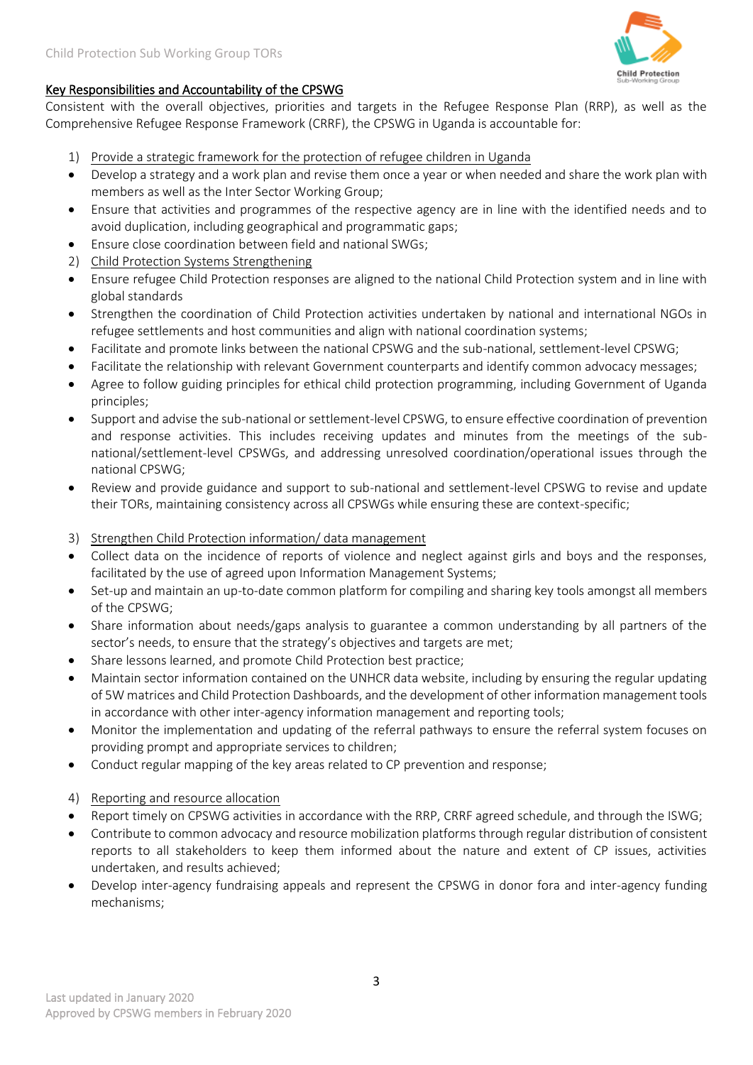## Key Responsibilities and Accountability of the CPSWG

Consistent with the overall objectives, priorities and targets in the Refugee Response Plan (RRP), as well as the Comprehensive Refugee Response Framework (CRRF), the CPSWG in Uganda is accountable for:

1) Provide a strategic framework for the protection of refugee children in Uganda

- Develop a strategy and a work plan and revise them once a year or when needed and share the work plan with members as well as the Inter Sector Working Group;
- Ensure that activities and programmes of the respective agency are in line with the identified needs and to avoid duplication, including geographical and programmatic gaps;
- Ensure close coordination between field and national SWGs;

2) Child Protection Systems Strengthening

- Ensure refugee Child Protection responses are aligned to the national Child Protection system and in line with global standards
- Strengthen the coordination of Child Protection activities undertaken by national and international NGOs in refugee settlements and host communities and align with national coordination systems;
- Facilitate and promote links between the national CPSWG and the sub-national, settlement-level CPSWG;
- Facilitate the relationship with relevant Government counterparts and identify common advocacy messages;
- Agree to follow guiding principles for ethical child protection programming, including Government of Uganda principles;
- Support and advise the sub-national or settlement-level CPSWG, to ensure effective coordination of prevention and response activities. This includes receiving updates and minutes from the meetings of the sub-national/settlement-level CPSWGs, and addressing unresolved coordination/operational issues through the national CPSWG;
- Review and provide guidance and support to sub-national and settlement-level CPSWG to revise and update their TORs, maintaining consistency across all CPSWGs while ensuring these are context-specific;

3) Strengthen Child Protection information/ data management

- Collect data on the incidence of reports of violence and neglect against girls and boys and the responses, facilitated by the use of agreed upon Information Management Systems;
- Set-up and maintain an up-to-date common platform for compiling and sharing key tools amongst all members of the CPSWG;
- Share information about needs/gaps analysis to guarantee a common understanding by all partners of the sector's needs, to ensure that the strategy's objectives and targets are met;
- Share lessons learned, and promote Child Protection best practice;
- Maintain sector information contained on the UNHCR data website, including by ensuring the regular updating of 5W matrices and Child Protection Dashboards, and the development of other information management tools in accordance with other inter-agency information management and reporting tools;
- Monitor the implementation and updating of the referral pathways to ensure the referral system focuses on providing prompt and appropriate services to children;
- Conduct regular mapping of the key areas related to CP prevention and response;

4) Reporting and resource allocation

- Report timely on CPSWG activities in accordance with the RRP, CRRF agreed schedule, and through the ISWG;
- Contribute to common advocacy and resource mobilization platforms through regular distribution of consistent reports to all stakeholders to keep them informed about the nature and extent of CP issues, activities undertaken, and results achieved;
- Develop inter-agency fundraising appeals and represent the CPSWG in donor fora and inter-agency funding mechanisms;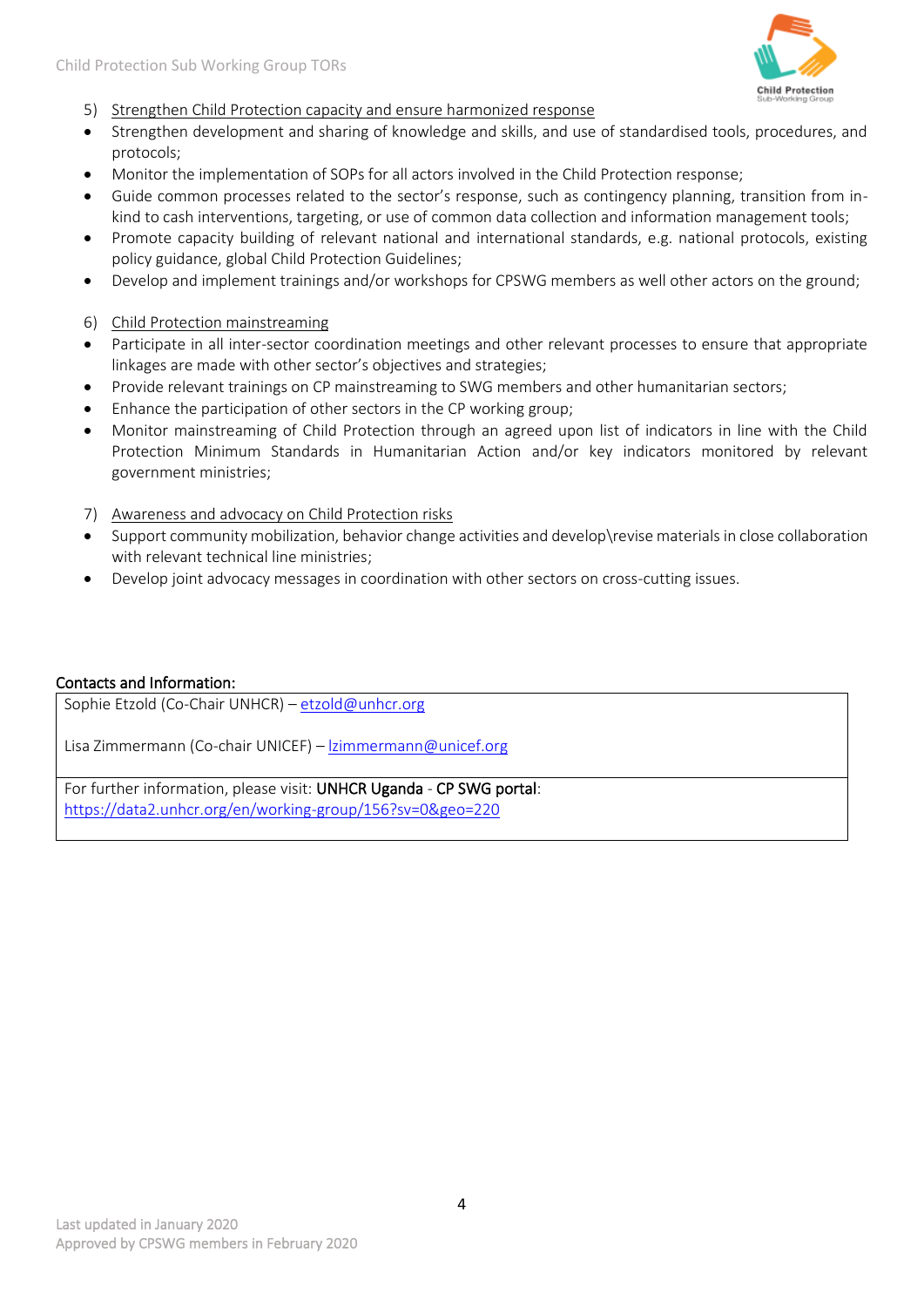5) <u>Strengthen Child Protection capacity and ensure harmonized response</u>

- Strengthen development and sharing of knowledge and skills, and use of standardised tools, procedures, and protocols;
- Monitor the implementation of SOPs for all actors involved in the Child Protection response;
- Guide common processes related to the sector's response, such as contingency planning, transition from in-kind to cash interventions, targeting, or use of common data collection and information management tools;
- Promote capacity building of relevant national and international standards, e.g. national protocols, existing policy guidance, global Child Protection Guidelines;
- Develop and implement trainings and/or workshops for CPSWG members as well other actors on the ground;

6) <u>Child Protection mainstreaming</u>

- Participate in all inter-sector coordination meetings and other relevant processes to ensure that appropriate linkages are made with other sector's objectives and strategies;
- Provide relevant trainings on CP mainstreaming to SWG members and other humanitarian sectors;
- Enhance the participation of other sectors in the CP working group;
- Monitor mainstreaming of Child Protection through an agreed upon list of indicators in line with the Child Protection Minimum Standards in Humanitarian Action and/or key indicators monitored by relevant government ministries;

7) <u>Awareness and advocacy on Child Protection risks</u>

- Support community mobilization, behavior change activities and develop\revise materials in close collaboration with relevant technical line ministries;
- Develop joint advocacy messages in coordination with other sectors on cross-cutting issues.

**Contacts and Information:**

| Contacts |
| --- |
| Sophie Etzold (Co-Chair UNHCR) – etzold@unhcr.org<br><br>Lisa Zimmermann (Co-chair UNICEF) – lzimmermann@unicef.org |
| For further information, please visit: **UNHCR Uganda - CP SWG portal**: https://data2.unhcr.org/en/working-group/156?sv=0&geo=220 |

Last updated in January 2020
Approved by CPSWG members in February 2020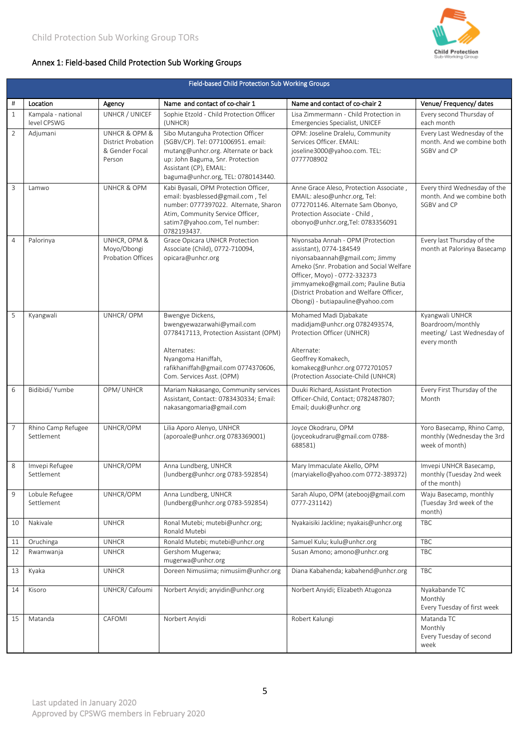## Annex 1: Field-based Child Protection Sub Working Groups

| Field-based Child Protection Sub Working Groups | | | | | |
|---|---|---|---|---|---|
| # | Location | Agency | Name and contact of co-chair 1 | Name and contact of co-chair 2 | Venue/ Frequency/ dates |
| 1 | Kampala - national level CPSWG | UNHCR / UNICEF | Sophie Etzold - Child Protection Officer (UNHCR) | Lisa Zimmermann - Child Protection in Emergencies Specialist, UNICEF | Every second Thursday of each month |
| 2 | Adjumani | UNHCR & OPM & District Probation & Gender Focal Person | Sibo Mutanguha Protection Officer (SGBV/CP). Tel: 0771006951. email: mutang@unhcr.org. Alternate or back up: John Baguma, Snr. Protection Assistant (CP), EMAIL: baguma@unhcr.org, TEL: 0780143440. | OPM: Joseline Dralelu, Community Services Officer. EMAIL: joseline3000@yahoo.com. TEL: 0777708902 | Every Last Wednesday of the month. And we combine both SGBV and CP |
| 3 | Lamwo | UNHCR & OPM | Kabi Byasali, OPM Protection Officer, email: byasblessed@gmail.com , Tel number: 0777397022. Alternate, Sharon Atim, Community Service Officer, satim7@yahoo.com, Tel number: 0782193437. | Anne Grace Aleso, Protection Associate , EMAIL: aleso@unhcr.org, Tel: 0772701146. Alternate Sam Obonyo, Protection Associate - Child , obonyo@unhcr.org,Tel: 0783356091 | Every third Wednesday of the month. And we combine both SGBV and CP |
| 4 | Palorinya | UNHCR, OPM & Moyo/Obongi Probation Offices | Grace Opicara UNHCR Protection Associate (Child), 0772-710094, opicara@unhcr.org | Niyonsaba Annah - OPM (Protection assistant), 0774-184549 niyonsabaannah@gmail.com; Jimmy Ameko (Snr. Probation and Social Welfare Officer, Moyo) - 0772-332373 jimmyameko@gmail.com; Pauline Butia (District Probation and Welfare Officer, Obongi) - butiapauline@yahoo.com | Every last Thursday of the month at Palorinya Basecamp |
| 5 | Kyangwali | UNHCR/ OPM | Bwengye Dickens, bwengyewazarwahi@ymail.com 0778417113, Protection Assistant (OPM)<br><br>Alternates:<br>Nyangoma Haniffah, rafikhaniffah@gmail.com 0774370606, Com. Services Asst. (OPM) | Mohamed Madi Djabakate madidjam@unhcr.org 0782493574, Protection Officer (UNHCR)<br><br>Alternate:<br>Geoffrey Komakech, komakecg@unhcr.org 0772701057 (Protection Associate-Child (UNHCR) | Kyangwali UNHCR Boardroom/monthly meeting/ Last Wednesday of every month |
| 6 | Bidibidi/ Yumbe | OPM/ UNHCR | Mariam Nakasango, Community services Assistant, Contact: 0783430334; Email: nakasangomaria@gmail.com | Duuki Richard, Assistant Protection Officer-Child, Contact; 0782487807; Email; duuki@unhcr.org | Every First Thursday of the Month |
| 7 | Rhino Camp Refugee Settlement | UNHCR/OPM | Lilia Aporo Alenyo, UNHCR (aporoale@unhcr.org 0783369001) | Joyce Okodraru, OPM (joyceokudraru@gmail.com 0788-688581) | Yoro Basecamp, Rhino Camp, monthly (Wednesday the 3rd week of month) |
| 8 | Imvepi Refugee Settlement | UNHCR/OPM | Anna Lundberg, UNHCR (lundberg@unhcr.org 0783-592854) | Mary Immaculate Akello, OPM (maryiakello@yahoo.com 0772-389372) | Imvepi UNHCR Basecamp, monthly (Tuesday 2nd week of the month) |
| 9 | Lobule Refugee Settlement | UNHCR/OPM | Anna Lundberg, UNHCR (lundberg@unhcr.org 0783-592854) | Sarah Alupo, OPM (atebooj@gmail.com 0777-231142) | Waju Basecamp, monthly (Tuesday 3rd week of the month) |
| 10 | Nakivale | UNHCR | Ronal Mutebi; mutebi@unhcr.org; Ronald Mutebi | Nyakaisiki Jackline; nyakais@unhcr.org | TBC |
| 11 | Oruchinga | UNHCR | Ronald Mutebi; mutebi@unhcr.org | Samuel Kulu; kulu@unhcr.org | TBC |
| 12 | Rwamwanja | UNHCR | Gershom Mugerwa; mugerwa@unhcr.org | Susan Amono; amono@unhcr.org | TBC |
| 13 | Kyaka | UNHCR | Doreen Nimusiima; nimusiim@unhcr.org | Diana Kabahenda; kabahend@unhcr.org | TBC |
| 14 | Kisoro | UNHCR/ Cafoumi | Norbert Anyidi; anyidin@unhcr.org | Norbert Anyidi; Elizabeth Atugonza | Nyakabande TC<br>Monthly<br>Every Tuesday of first week |
| 15 | Matanda | CAFOMI | Norbert Anyidi | Robert Kalungi | Matanda TC<br>Monthly<br>Every Tuesday of second week |

Last updated in January 2020
Approved by CPSWG members in February 2020